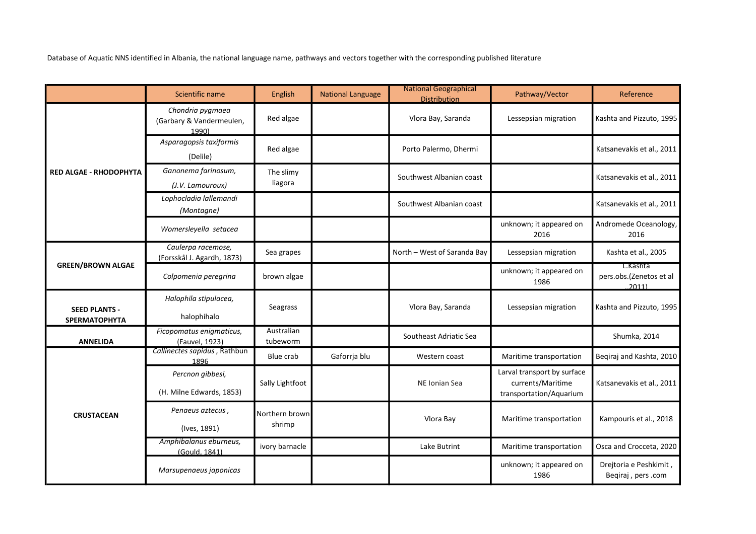Database of Aquatic NNS identified in Albania, the national language name, pathways and vectors together with the corresponding published literature

| | Scientific name | English | National Language | National Geographical Distribution | Pathway/Vector | Reference |
|---|---|---|---|---|---|---|
| **RED ALGAE - RHODOPHYTA** | *Chondria pygmaea* (Garbary & Vandermeulen, 1990) | Red algae | | Vlora Bay, Saranda | Lessepsian migration | Kashta and Pizzuto, 1995 |
| | *Asparagopsis taxiformis* (Delile) | Red algae | | Porto Palermo, Dhermi | | Katsanevakis et al., 2011 |
| | *Ganonema farinosum, (J.V. Lamouroux)* | The slimy liagora | | Southwest Albanian coast | | Katsanevakis et al., 2011 |
| | *Lophocladia lallemandi (Montagne)* | | | Southwest Albanian coast | | Katsanevakis et al., 2011 |
| | *Womersleyella setacea* | | | | unknown; it appeared on 2016 | Andromede Oceanology, 2016 |
| **GREEN/BROWN ALGAE** | *Caulerpa racemose,* (Forsskål J. Agardh, 1873) | Sea grapes | | North – West of Saranda Bay | Lessepsian migration | Kashta et al., 2005 |
| | *Colpomenia peregrina* | brown algae | | | unknown; it appeared on 1986 | L.Kashta pers.obs.(Zenetos et al .2011) |
| **SEED PLANTS - SPERMATOPHYTA** | *Halophila stipulacea,* halophihalo | Seagrass | | Vlora Bay, Saranda | Lessepsian migration | Kashta and Pizzuto, 1995 |
| **ANNELIDA** | *Ficopomatus enigmaticus,* (Fauvel, 1923) | Australian tubeworm | | Southeast Adriatic Sea | | Shumka, 2014 |
| **CRUSTACEAN** | *Callinectes sapidus* , Rathbun 1896 | Blue crab | Gaforrja blu | Western coast | Maritime transportation | Beqiraj and Kashta, 2010 |
| | *Percnon gibbesi,* (H. Milne Edwards, 1853) | Sally Lightfoot | | NE Ionian Sea | Larval transport by surface currents/Maritime transportation/Aquarium | Katsanevakis et al., 2011 |
| | *Penaeus aztecus* , (Ives, 1891) | Northern brown shrimp | | Vlora Bay | Maritime transportation | Kampouris et al., 2018 |
| | *Amphibalanus eburneus,* (Gould, 1841) | ivory barnacle | | Lake Butrint | Maritime transportation | Osca and Crocceta, 2020 |
| | *Marsupenaeus japonicas* | | | | unknown; it appeared on 1986 | Drejtoria e Peshkimit , Beqiraj , pers .com |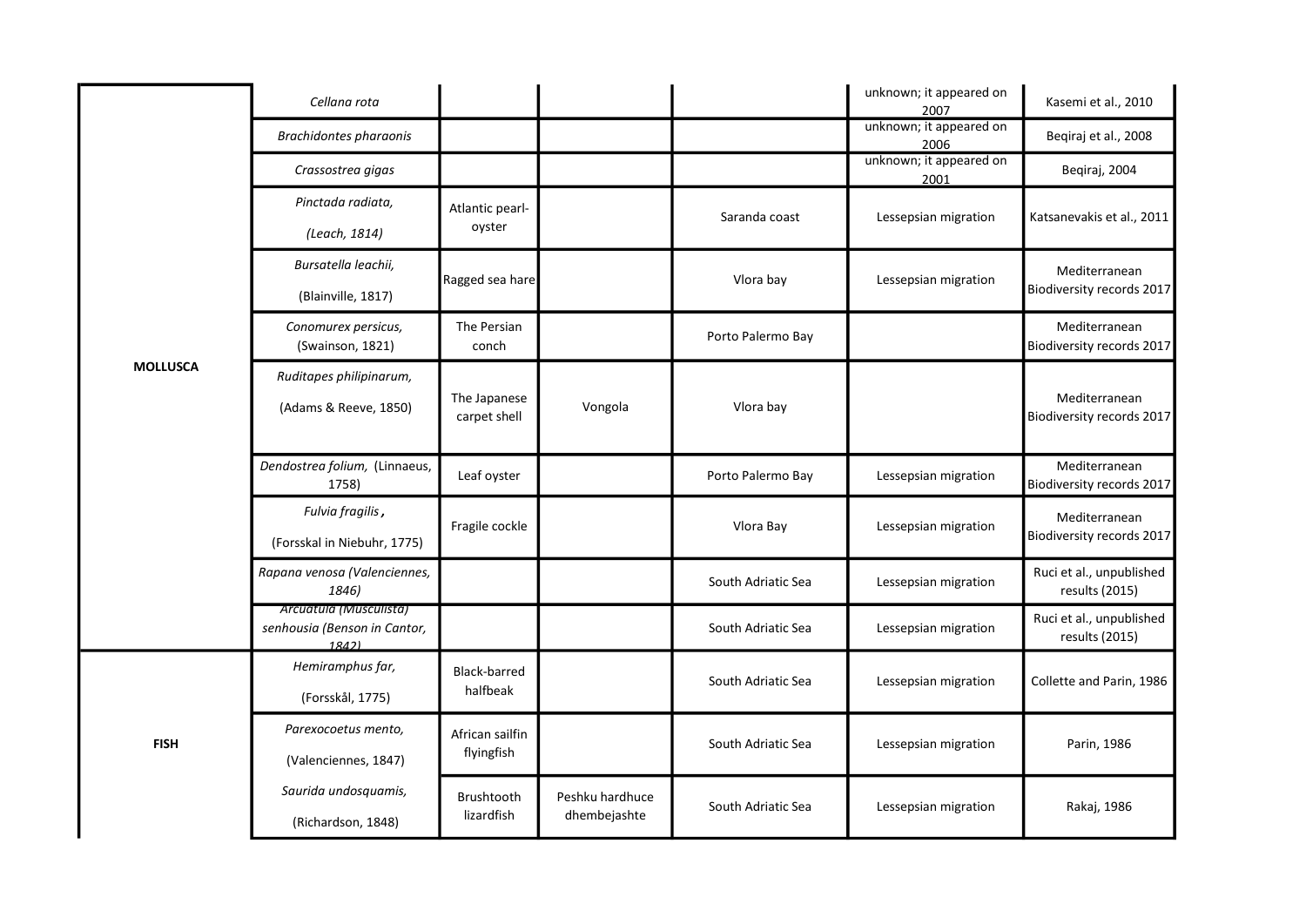| | | | | | | |
|---|---|---|---|---|---|---|
| MOLLUSCA | *Cellana rota* | | | | unknown; it appeared on 2007 | Kasemi et al., 2010 |
| | *Brachidontes pharaonis* | | | | unknown; it appeared on 2006 | Beqiraj et al., 2008 |
| | *Crassostrea gigas* | | | | unknown; it appeared on 2001 | Beqiraj, 2004 |
| | *Pinctada radiata,* *(Leach, 1814)* | Atlantic pearl-oyster | | Saranda coast | Lessepsian migration | Katsanevakis et al., 2011 |
| | *Bursatella leachii,* (Blainville, 1817) | Ragged sea hare | | Vlora bay | Lessepsian migration | Mediterranean Biodiversity records 2017 |
| | *Conomurex persicus,* (Swainson, 1821) | The Persian conch | | Porto Palermo Bay | | Mediterranean Biodiversity records 2017 |
| | *Ruditapes philipinarum,* (Adams & Reeve, 1850) | The Japanese carpet shell | Vongola | Vlora bay | | Mediterranean Biodiversity records 2017 |
| | *Dendostrea folium,* (Linnaeus, 1758) | Leaf oyster | | Porto Palermo Bay | Lessepsian migration | Mediterranean Biodiversity records 2017 |
| | *Fulvia fragilis*, (Forsskal in Niebuhr, 1775) | Fragile cockle | | Vlora Bay | Lessepsian migration | Mediterranean Biodiversity records 2017 |
| | *Rapana venosa (Valenciennes, 1846)* | | | South Adriatic Sea | Lessepsian migration | Ruci et al., unpublished results (2015) |
| | *Arcuatula (Musculista) senhousia (Benson in Cantor, 1842)* | | | South Adriatic Sea | Lessepsian migration | Ruci et al., unpublished results (2015) |
| FISH | *Hemiramphus far,* (Forsskål, 1775) | Black-barred halfbeak | | South Adriatic Sea | Lessepsian migration | Collette and Parin, 1986 |
| | *Parexocoetus mento,* (Valenciennes, 1847) | African sailfin flyingfish | | South Adriatic Sea | Lessepsian migration | Parin, 1986 |
| | *Saurida undosquamis,* (Richardson, 1848) | Brushtooth lizardfish | Peshku hardhuce dhembejashte | South Adriatic Sea | Lessepsian migration | Rakaj, 1986 |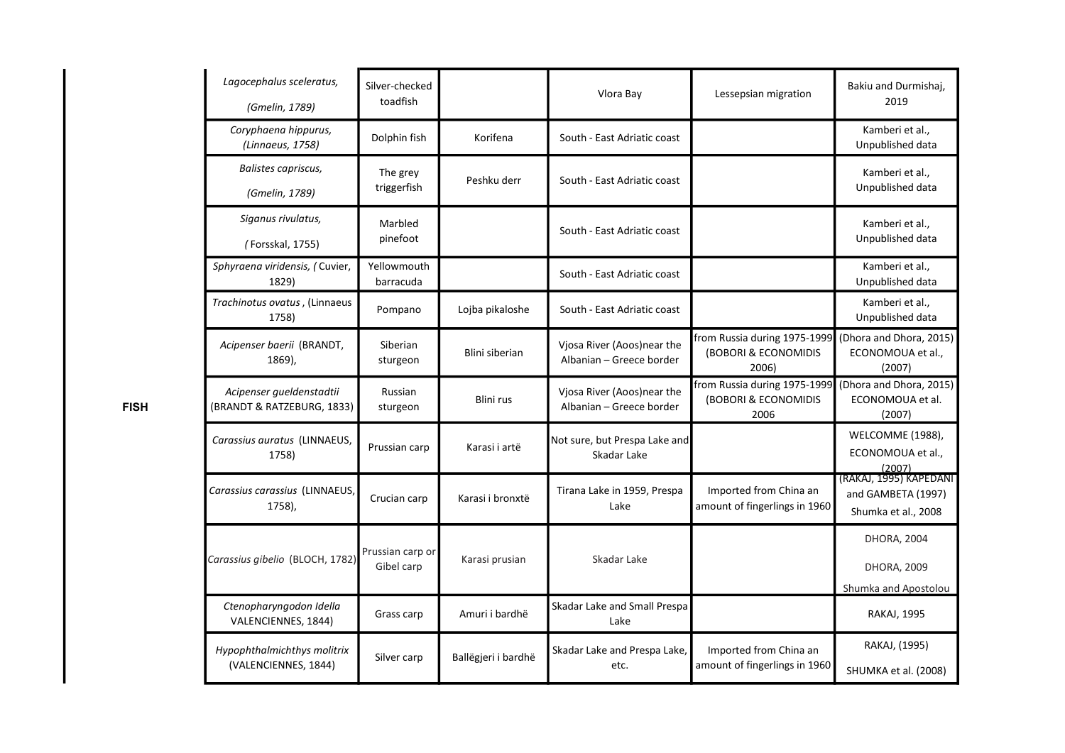| | | | | | | |
|---|---|---|---|---|---|---|
| FISH | *Lagocephalus sceleratus,* *(Gmelin, 1789)* | Silver-checked toadfish | | Vlora Bay | Lessepsian migration | Bakiu and Durmishaj, 2019 |
| | *Coryphaena hippurus, (Linnaeus, 1758)* | Dolphin fish | Korifena | South - East Adriatic coast | | Kamberi et al., Unpublished data |
| | *Balistes capriscus,* *(Gmelin, 1789)* | The grey triggerfish | Peshku derr | South - East Adriatic coast | | Kamberi et al., Unpublished data |
| | *Siganus rivulatus,* *(* Forsskal, 1755) | Marbled pinefoot | | South - East Adriatic coast | | Kamberi et al., Unpublished data |
| | *Sphyraena viridensis, (* Cuvier, 1829) | Yellowmouth barracuda | | South - East Adriatic coast | | Kamberi et al., Unpublished data |
| | *Trachinotus ovatus* , (Linnaeus 1758) | Pompano | Lojba pikaloshe | South - East Adriatic coast | | Kamberi et al., Unpublished data |
| | *Acipenser baerii* (BRANDT, 1869), | Siberian sturgeon | Blini siberian | Vjosa River (Aoos)near the Albanian – Greece border | from Russia during 1975-1999 (BOBORI & ECONOMIDIS 2006) | (Dhora and Dhora, 2015) ECONOMOUA et al., (2007) |
| | *Acipenser gueldenstadtii* (BRANDT & RATZEBURG, 1833) | Russian sturgeon | Blini rus | Vjosa River (Aoos)near the Albanian – Greece border | from Russia during 1975-1999 (BOBORI & ECONOMIDIS 2006 | (Dhora and Dhora, 2015) ECONOMOUA et al. (2007) |
| | *Carassius auratus* (LINNAEUS, 1758) | Prussian carp | Karasi i artë | Not sure, but Prespa Lake and Skadar Lake | | WELCOMME (1988), ECONOMOUA et al., (2007) |
| | *Carassius carassius* (LINNAEUS, 1758), | Crucian carp | Karasi i bronxtë | Tirana Lake in 1959, Prespa Lake | Imported from China an amount of fingerlings in 1960 | (RAKAJ, 1995) KAPEDANI and GAMBETA (1997) Shumka et al., 2008 |
| | *Carassius gibelio* (BLOCH, 1782) | Prussian carp or Gibel carp | Karasi prusian | Skadar Lake | | DHORA, 2004 DHORA, 2009 Shumka and Apostolou |
| | *Ctenopharyngodon Idella* VALENCIENNES, 1844) | Grass carp | Amuri i bardhë | Skadar Lake and Small Prespa Lake | | RAKAJ, 1995 |
| | *Hypophthalmichthys molitrix* (VALENCIENNES, 1844) | Silver carp | Ballëgjeri i bardhë | Skadar Lake and Prespa Lake, etc. | Imported from China an amount of fingerlings in 1960 | RAKAJ, (1995) SHUMKA et al. (2008) |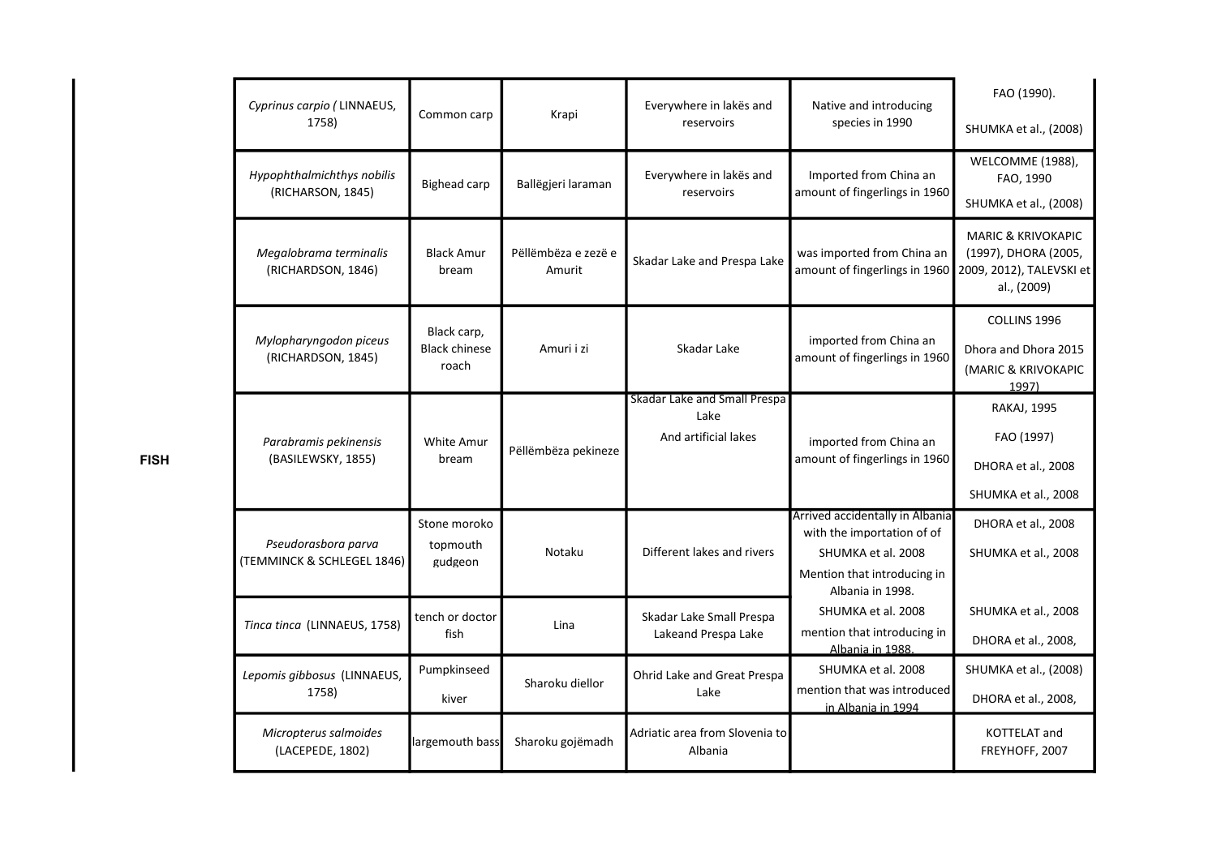| | | | | | | |
|---|---|---|---|---|---|---|
| FISH | *Cyprinus carpio* ( LINNAEUS, 1758) | Common carp | Krapi | Everywhere in lakës and reservoirs | Native and introducing species in 1990 | FAO (1990). SHUMKA et al., (2008) |
| | *Hypophthalmichthys nobilis* (RICHARSON, 1845) | Bighead carp | Ballëgjeri laraman | Everywhere in lakës and reservoirs | Imported from China an amount of fingerlings in 1960 | WELCOMME (1988), FAO, 1990 SHUMKA et al., (2008) |
| | *Megalobrama terminalis* (RICHARDSON, 1846) | Black Amur bream | Pëllëmbëza e zezë e Amurit | Skadar Lake and Prespa Lake | was imported from China an amount of fingerlings in 1960 | MARIC & KRIVOKAPIC (1997), DHORA (2005, 2009, 2012), TALEVSKI et al., (2009) |
| | *Mylopharyngodon piceus* (RICHARDSON, 1845) | Black carp, Black chinese roach | Amuri i zi | Skadar Lake | imported from China an amount of fingerlings in 1960 | COLLINS 1996 Dhora and Dhora 2015 (MARIC & KRIVOKAPIC 1997) |
| | *Parabramis pekinensis* (BASILEWSKY, 1855) | White Amur bream | Pëllëmbëza pekineze | Skadar Lake and Small Prespa Lake And artificial lakes | imported from China an amount of fingerlings in 1960 | RAKAJ, 1995 FAO (1997) DHORA et al., 2008 SHUMKA et al., 2008 |
| | *Pseudorasbora parva* (TEMMINCK & SCHLEGEL 1846) | Stone moroko topmouth gudgeon | Notaku | Different lakes and rivers | Arrived accidentally in Albania with the importation of of SHUMKA et al. 2008 Mention that introducing in Albania in 1998. | DHORA et al., 2008 SHUMKA et al., 2008 |
| | *Tinca tinca* (LINNAEUS, 1758) | tench or doctor fish | Lina | Skadar Lake Small Prespa Lakeand Prespa Lake | SHUMKA et al. 2008 mention that introducing in Albania in 1988. | SHUMKA et al., 2008 DHORA et al., 2008, |
| | *Lepomis gibbosus* (LINNAEUS, 1758) | Pumpkinseed kiver | Sharoku diellor | Ohrid Lake and Great Prespa Lake | SHUMKA et al. 2008 mention that was introduced in Albania in 1994 | SHUMKA et al., (2008) DHORA et al., 2008, |
| | *Micropterus salmoides* (LACEPEDE, 1802) | largemouth bass | Sharoku gojëmadh | Adriatic area from Slovenia to Albania | | KOTTELAT and FREYHOFF, 2007 |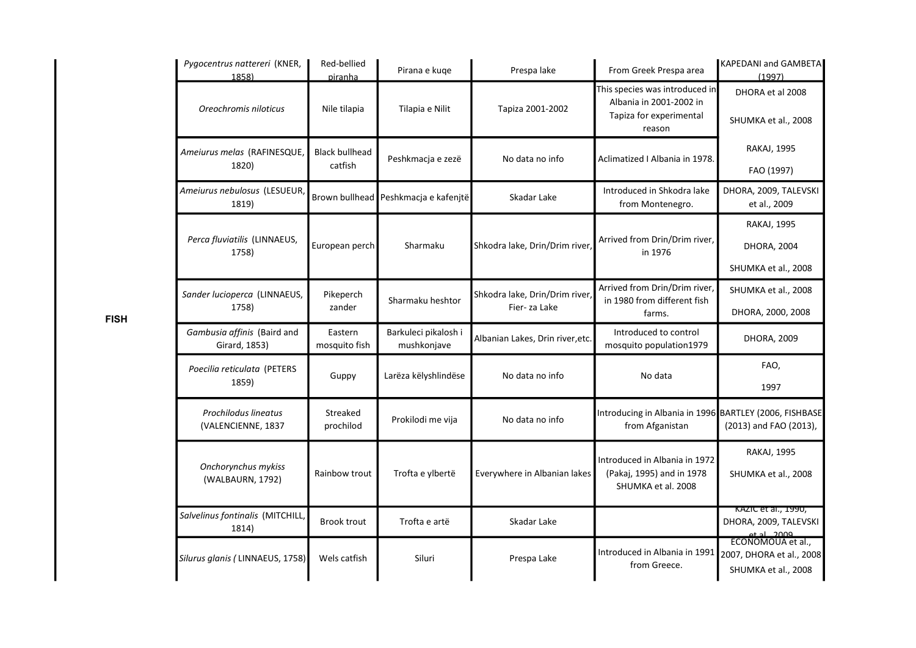| | | | | | | |
|---|---|---|---|---|---|---|
| FISH | *Pygocentrus nattereri* (KNER, 1858) | Red-bellied piranha | Pirana e kuqe | Prespa lake | From Greek Prespa area | KAPEDANI and GAMBETA (1997) |
| | *Oreochromis niloticus* | Nile tilapia | Tilapia e Nilit | Tapiza 2001-2002 | This species was introduced in Albania in 2001-2002 in Tapiza for experimental reason | DHORA et al 2008<br>SHUMKA et al., 2008 |
| | *Ameiurus melas* (RAFINESQUE, 1820) | Black bullhead catfish | Peshkmacja e zezë | No data no info | Aclimatized I Albania in 1978. | RAKAJ, 1995<br>FAO (1997) |
| | *Ameiurus nebulosus* (LESUEUR, 1819) | Brown bullhead | Peshkmacja e kafenjtë | Skadar Lake | Introduced in Shkodra lake from Montenegro. | DHORA, 2009, TALEVSKI et al., 2009 |
| | *Perca fluviatilis* (LINNAEUS, 1758) | European perch | Sharmaku | Shkodra lake, Drin/Drim river, | Arrived from Drin/Drim river, in 1976 | RAKAJ, 1995<br>DHORA, 2004<br>SHUMKA et al., 2008 |
| | *Sander lucioperca* (LINNAEUS, 1758) | Pikeperch zander | Sharmaku heshtor | Shkodra lake, Drin/Drim river, Fier- za Lake | Arrived from Drin/Drim river, in 1980 from different fish farms. | SHUMKA et al., 2008<br>DHORA, 2000, 2008 |
| | *Gambusia affinis* (Baird and Girard, 1853) | Eastern mosquito fish | Barkuleci pikalosh i mushkonjave | Albanian Lakes, Drin river,etc. | Introduced to control mosquito population1979 | DHORA, 2009 |
| | *Poecilia reticulata* (PETERS 1859) | Guppy | Larëza këlyshlindëse | No data no info | No data | FAO,<br>1997 |
| | *Prochilodus lineatus* (VALENCIENNE, 1837 | Streaked prochilod | Prokilodi me vija | No data no info | Introducing in Albania in 1996 from Afganistan | BARTLEY (2006, FISHBASE (2013) and FAO (2013), |
| | *Onchorynchus mykiss* (WALBAURN, 1792) | Rainbow trout | Trofta e ylbertë | Everywhere in Albanian lakes | Introduced in Albania in 1972 (Pakaj, 1995) and in 1978 SHUMKA et al. 2008 | RAKAJ, 1995<br>SHUMKA et al., 2008 |
| | *Salvelinus fontinalis* (MITCHILL, 1814) | Brook trout | Trofta e artë | Skadar Lake | | KAZIC et al., 1990, DHORA, 2009, TALEVSKI et al., 2009 |
| | *Silurus glanis* ( LINNAEUS, 1758) | Wels catfish | Siluri | Prespa Lake | Introduced in Albania in 1991 from Greece. | ECONOMOUA et al., 2007, DHORA et al., 2008<br>SHUMKA et al., 2008 |